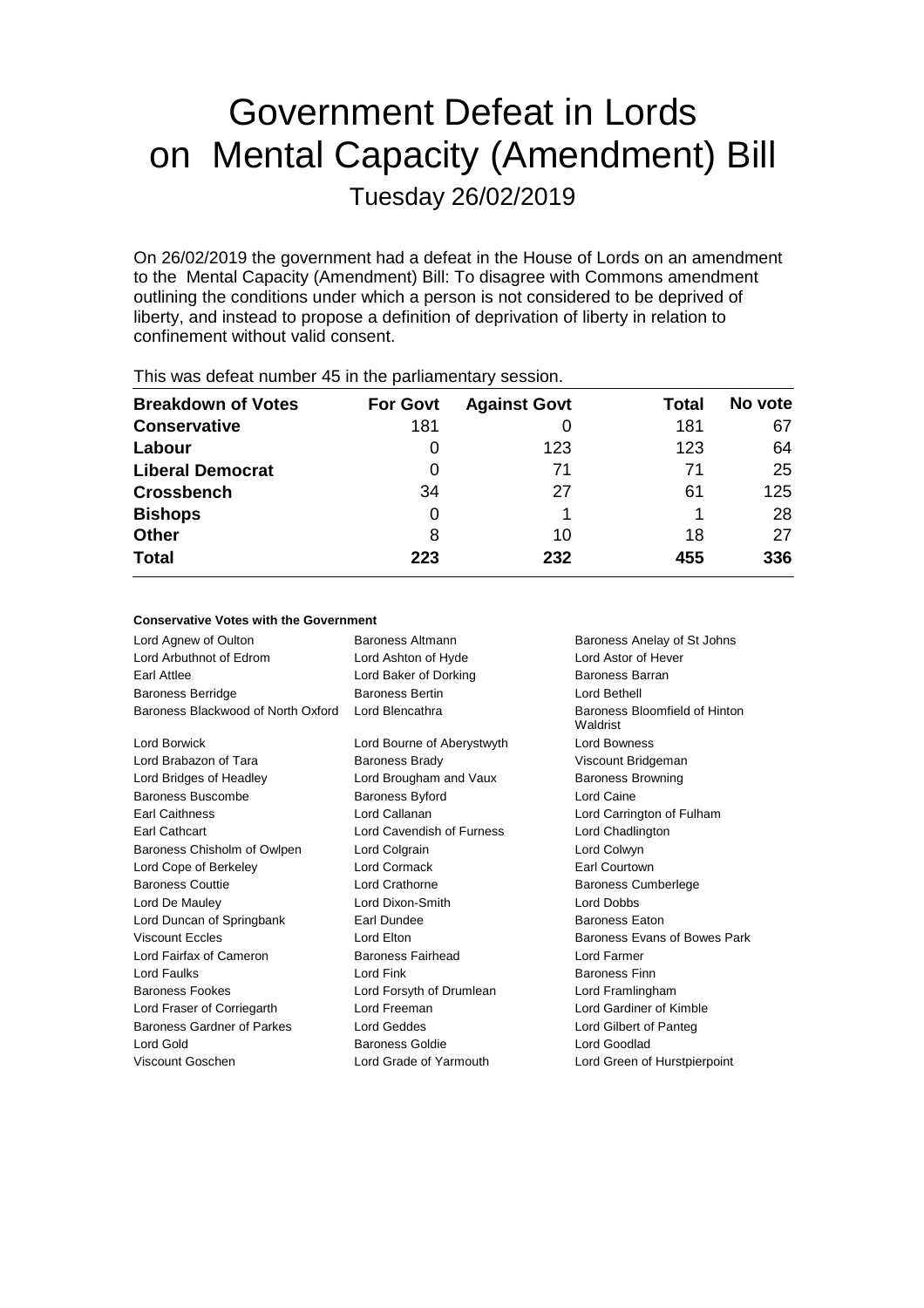# Government Defeat in Lords on Mental Capacity (Amendment) Bill

Tuesday 26/02/2019

On 26/02/2019 the government had a defeat in the House of Lords on an amendment to the Mental Capacity (Amendment) Bill: To disagree with Commons amendment outlining the conditions under which a person is not considered to be deprived of liberty, and instead to propose a definition of deprivation of liberty in relation to confinement without valid consent.

This was defeat number 45 in the parliamentary session.

| Breakdown of Votes | For Govt | Against Govt | Total | No vote |
|---|---|---|---|---|
| **Conservative** | 181 | 0 | 181 | 67 |
| **Labour** | 0 | 123 | 123 | 64 |
| **Liberal Democrat** | 0 | 71 | 71 | 25 |
| **Crossbench** | 34 | 27 | 61 | 125 |
| **Bishops** | 0 | 1 | 1 | 28 |
| **Other** | 8 | 10 | 18 | 27 |
| **Total** | **223** | **232** | **455** | **336** |

**Conservative Votes with the Government**

| | | |
|---|---|---|
| Lord Agnew of Oulton | Baroness Altmann | Baroness Anelay of St Johns |
| Lord Arbuthnot of Edrom | Lord Ashton of Hyde | Lord Astor of Hever |
| Earl Attlee | Lord Baker of Dorking | Baroness Barran |
| Baroness Berridge | Baroness Bertin | Lord Bethell |
| Baroness Blackwood of North Oxford | Lord Blencathra | Baroness Bloomfield of Hinton Waldrist |
| Lord Borwick | Lord Bourne of Aberystwyth | Lord Bowness |
| Lord Brabazon of Tara | Baroness Brady | Viscount Bridgeman |
| Lord Bridges of Headley | Lord Brougham and Vaux | Baroness Browning |
| Baroness Buscombe | Baroness Byford | Lord Caine |
| Earl Caithness | Lord Callanan | Lord Carrington of Fulham |
| Earl Cathcart | Lord Cavendish of Furness | Lord Chadlington |
| Baroness Chisholm of Owlpen | Lord Colgrain | Lord Colwyn |
| Lord Cope of Berkeley | Lord Cormack | Earl Courtown |
| Baroness Couttie | Lord Crathorne | Baroness Cumberlege |
| Lord De Mauley | Lord Dixon-Smith | Lord Dobbs |
| Lord Duncan of Springbank | Earl Dundee | Baroness Eaton |
| Viscount Eccles | Lord Elton | Baroness Evans of Bowes Park |
| Lord Fairfax of Cameron | Baroness Fairhead | Lord Farmer |
| Lord Faulks | Lord Fink | Baroness Finn |
| Baroness Fookes | Lord Forsyth of Drumlean | Lord Framlingham |
| Lord Fraser of Corriegarth | Lord Freeman | Lord Gardiner of Kimble |
| Baroness Gardner of Parkes | Lord Geddes | Lord Gilbert of Panteg |
| Lord Gold | Baroness Goldie | Lord Goodlad |
| Viscount Goschen | Lord Grade of Yarmouth | Lord Green of Hurstpierpoint |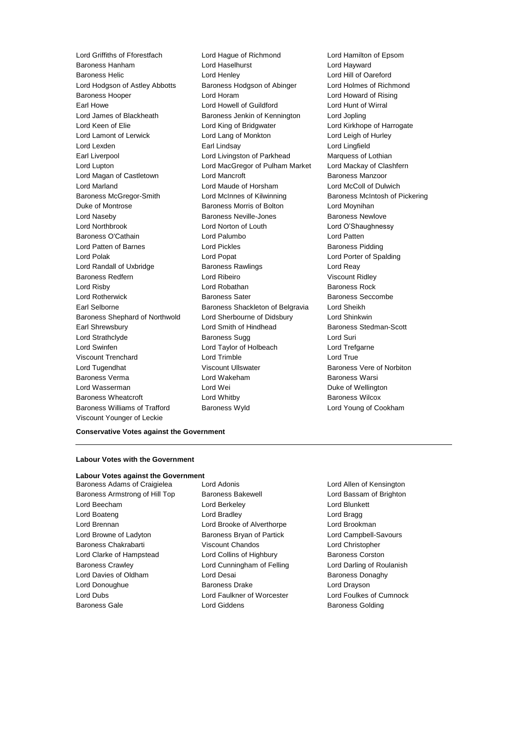Lord Griffiths of Fforestfach
Lord Hague of Richmond
Lord Hamilton of Epsom
Baroness Hanham
Lord Haselhurst
Lord Hayward
Baroness Helic
Lord Henley
Lord Hill of Oareford
Lord Hodgson of Astley Abbotts
Baroness Hodgson of Abinger
Lord Holmes of Richmond
Baroness Hooper
Lord Horam
Lord Howard of Rising
Earl Howe
Lord Howell of Guildford
Lord Hunt of Wirral
Lord James of Blackheath
Baroness Jenkin of Kennington
Lord Jopling
Lord Keen of Elie
Lord King of Bridgwater
Lord Kirkhope of Harrogate
Lord Lamont of Lerwick
Lord Lang of Monkton
Lord Leigh of Hurley
Lord Lexden
Earl Lindsay
Lord Lingfield
Earl Liverpool
Lord Livingston of Parkhead
Marquess of Lothian
Lord Lupton
Lord MacGregor of Pulham Market
Lord Mackay of Clashfern
Lord Magan of Castletown
Lord Mancroft
Baroness Manzoor
Lord Marland
Lord Maude of Horsham
Lord McColl of Dulwich
Baroness McGregor-Smith
Lord McInnes of Kilwinning
Baroness McIntosh of Pickering
Duke of Montrose
Baroness Morris of Bolton
Lord Moynihan
Lord Naseby
Baroness Neville-Jones
Baroness Newlove
Lord Northbrook
Lord Norton of Louth
Lord O'Shaughnessy
Baroness O'Cathain
Lord Palumbo
Lord Patten
Lord Patten of Barnes
Lord Pickles
Baroness Pidding
Lord Polak
Lord Popat
Lord Porter of Spalding
Lord Randall of Uxbridge
Baroness Rawlings
Lord Reay
Baroness Redfern
Lord Ribeiro
Viscount Ridley
Lord Risby
Lord Robathan
Baroness Rock
Lord Rotherwick
Baroness Sater
Baroness Seccombe
Earl Selborne
Baroness Shackleton of Belgravia
Lord Sheikh
Baroness Shephard of Northwold
Lord Sherbourne of Didsbury
Lord Shinkwin
Earl Shrewsbury
Lord Smith of Hindhead
Baroness Stedman-Scott
Lord Strathclyde
Baroness Sugg
Lord Suri
Lord Swinfen
Lord Taylor of Holbeach
Lord Trefgarne
Viscount Trenchard
Lord Trimble
Lord True
Lord Tugendhat
Viscount Ullswater
Baroness Vere of Norbiton
Baroness Verma
Lord Wakeham
Baroness Warsi
Lord Wasserman
Lord Wei
Duke of Wellington
Baroness Wheatcroft
Lord Whitby
Baroness Wilcox
Baroness Williams of Trafford
Baroness Wyld
Lord Young of Cookham
Viscount Younger of Leckie

**Conservative Votes against the Government**

---

**Labour Votes with the Government**

**Labour Votes against the Government**

Baroness Adams of Craigielea
Lord Adonis
Lord Allen of Kensington
Baroness Armstrong of Hill Top
Baroness Bakewell
Lord Bassam of Brighton
Lord Beecham
Lord Berkeley
Lord Blunkett
Lord Boateng
Lord Bradley
Lord Bragg
Lord Brennan
Lord Brooke of Alverthorpe
Lord Brookman
Lord Browne of Ladyton
Baroness Bryan of Partick
Lord Campbell-Savours
Baroness Chakrabarti
Viscount Chandos
Lord Christopher
Lord Clarke of Hampstead
Lord Collins of Highbury
Baroness Corston
Baroness Crawley
Lord Cunningham of Felling
Lord Darling of Roulanish
Lord Davies of Oldham
Lord Desai
Baroness Donaghy
Lord Donoughue
Baroness Drake
Lord Drayson
Lord Dubs
Lord Faulkner of Worcester
Lord Foulkes of Cumnock
Baroness Gale
Lord Giddens
Baroness Golding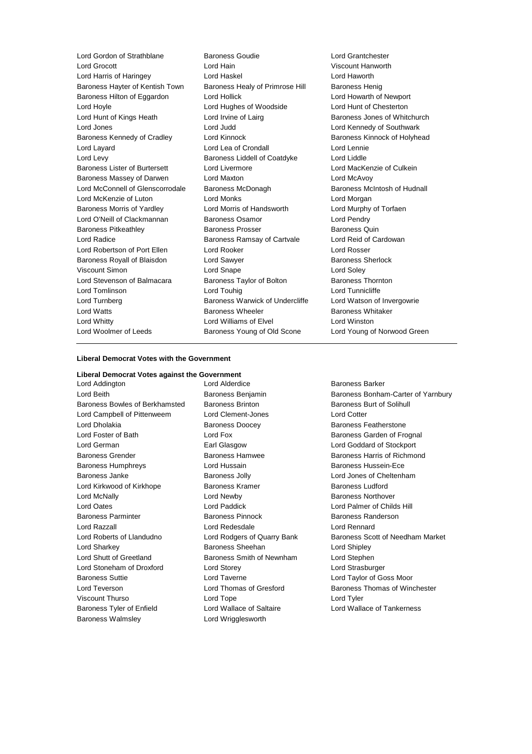Lord Gordon of Strathblane
Baroness Goudie
Lord Grantchester
Lord Grocott
Lord Hain
Viscount Hanworth
Lord Harris of Haringey
Lord Haskel
Lord Haworth
Baroness Hayter of Kentish Town
Baroness Healy of Primrose Hill
Baroness Henig
Baroness Hilton of Eggardon
Lord Hollick
Lord Howarth of Newport
Lord Hoyle
Lord Hughes of Woodside
Lord Hunt of Chesterton
Lord Hunt of Kings Heath
Lord Irvine of Lairg
Baroness Jones of Whitchurch
Lord Jones
Lord Judd
Lord Kennedy of Southwark
Baroness Kennedy of Cradley
Lord Kinnock
Baroness Kinnock of Holyhead
Lord Layard
Lord Lea of Crondall
Lord Lennie
Lord Levy
Baroness Liddell of Coatdyke
Lord Liddle
Baroness Lister of Burtersett
Lord Livermore
Lord MacKenzie of Culkein
Baroness Massey of Darwen
Lord Maxton
Lord McAvoy
Lord McConnell of Glenscorrodale
Baroness McDonagh
Baroness McIntosh of Hudnall
Lord McKenzie of Luton
Lord Monks
Lord Morgan
Baroness Morris of Yardley
Lord Morris of Handsworth
Lord Murphy of Torfaen
Lord O'Neill of Clackmannan
Baroness Osamor
Lord Pendry
Baroness Pitkeathley
Baroness Prosser
Baroness Quin
Lord Radice
Baroness Ramsay of Cartvale
Lord Reid of Cardowan
Lord Robertson of Port Ellen
Lord Rooker
Lord Rosser
Baroness Royall of Blaisdon
Lord Sawyer
Baroness Sherlock
Viscount Simon
Lord Snape
Lord Soley
Lord Stevenson of Balmacara
Baroness Taylor of Bolton
Baroness Thornton
Lord Tomlinson
Lord Touhig
Lord Tunnicliffe
Lord Turnberg
Baroness Warwick of Undercliffe
Lord Watson of Invergowrie
Lord Watts
Baroness Wheeler
Baroness Whitaker
Lord Whitty
Lord Williams of Elvel
Lord Winston
Lord Woolmer of Leeds
Baroness Young of Old Scone
Lord Young of Norwood Green

---

**Liberal Democrat Votes with the Government**

**Liberal Democrat Votes against the Government**

Lord Addington
Lord Alderdice
Baroness Barker
Lord Beith
Baroness Benjamin
Baroness Bonham-Carter of Yarnbury
Baroness Bowles of Berkhamsted
Baroness Brinton
Baroness Burt of Solihull
Lord Campbell of Pittenweem
Lord Clement-Jones
Lord Cotter
Lord Dholakia
Baroness Doocey
Baroness Featherstone
Lord Foster of Bath
Lord Fox
Baroness Garden of Frognal
Lord German
Earl Glasgow
Lord Goddard of Stockport
Baroness Grender
Baroness Hamwee
Baroness Harris of Richmond
Baroness Humphreys
Lord Hussain
Baroness Hussein-Ece
Baroness Janke
Baroness Jolly
Lord Jones of Cheltenham
Lord Kirkwood of Kirkhope
Baroness Kramer
Baroness Ludford
Lord McNally
Lord Newby
Baroness Northover
Lord Oates
Lord Paddick
Lord Palmer of Childs Hill
Baroness Parminter
Baroness Pinnock
Baroness Randerson
Lord Razzall
Lord Redesdale
Lord Rennard
Lord Roberts of Llandudno
Lord Rodgers of Quarry Bank
Baroness Scott of Needham Market
Lord Sharkey
Baroness Sheehan
Lord Shipley
Lord Shutt of Greetland
Baroness Smith of Newnham
Lord Stephen
Lord Stoneham of Droxford
Lord Storey
Lord Strasburger
Baroness Suttie
Lord Taverne
Lord Taylor of Goss Moor
Lord Teverson
Lord Thomas of Gresford
Baroness Thomas of Winchester
Viscount Thurso
Lord Tope
Lord Tyler
Baroness Tyler of Enfield
Lord Wallace of Saltaire
Lord Wallace of Tankerness
Baroness Walmsley
Lord Wrigglesworth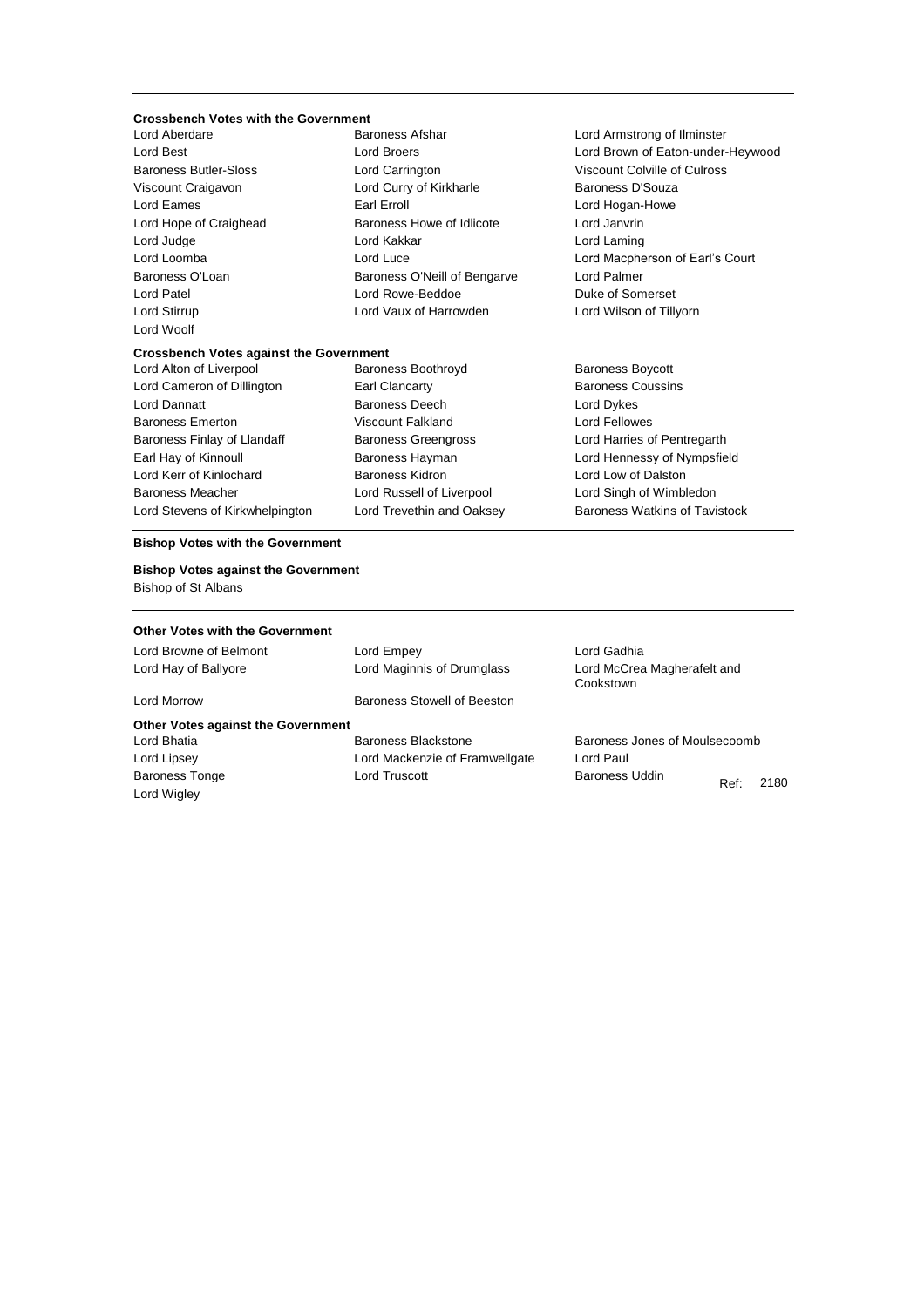**Crossbench Votes with the Government**

Lord Aberdare, Baroness Afshar, Lord Armstrong of Ilminster, Lord Best, Lord Broers, Lord Brown of Eaton-under-Heywood, Baroness Butler-Sloss, Lord Carrington, Viscount Colville of Culross, Viscount Craigavon, Lord Curry of Kirkharle, Baroness D'Souza, Lord Eames, Earl Erroll, Lord Hogan-Howe, Lord Hope of Craighead, Baroness Howe of Idlicote, Lord Janvrin, Lord Judge, Lord Kakkar, Lord Laming, Lord Loomba, Lord Luce, Lord Macpherson of Earl's Court, Baroness O'Loan, Baroness O'Neill of Bengarve, Lord Palmer, Lord Patel, Lord Rowe-Beddoe, Duke of Somerset, Lord Stirrup, Lord Vaux of Harrowden, Lord Wilson of Tillyorn, Lord Woolf

**Crossbench Votes against the Government**

Lord Alton of Liverpool, Baroness Boothroyd, Baroness Boycott, Lord Cameron of Dillington, Earl Clancarty, Baroness Coussins, Lord Dannatt, Baroness Deech, Lord Dykes, Baroness Emerton, Viscount Falkland, Lord Fellowes, Baroness Finlay of Llandaff, Baroness Greengross, Lord Harries of Pentregarth, Earl Hay of Kinnoull, Baroness Hayman, Lord Hennessy of Nympsfield, Lord Kerr of Kinlochard, Baroness Kidron, Lord Low of Dalston, Baroness Meacher, Lord Russell of Liverpool, Lord Singh of Wimbledon, Lord Stevens of Kirkwhelpington, Lord Trevethin and Oaksey, Baroness Watkins of Tavistock

**Bishop Votes with the Government**

**Bishop Votes against the Government**

Bishop of St Albans

**Other Votes with the Government**

Lord Browne of Belmont, Lord Empey, Lord Gadhia, Lord Hay of Ballyore, Lord Maginnis of Drumglass, Lord McCrea Magherafelt and Cookstown, Lord Morrow, Baroness Stowell of Beeston

**Other Votes against the Government**

Lord Bhatia, Baroness Blackstone, Baroness Jones of Moulsecoomb, Lord Lipsey, Lord Mackenzie of Framwellgate, Lord Paul, Baroness Tonge, Lord Truscott, Baroness Uddin, Lord Wigley

Ref: 2180